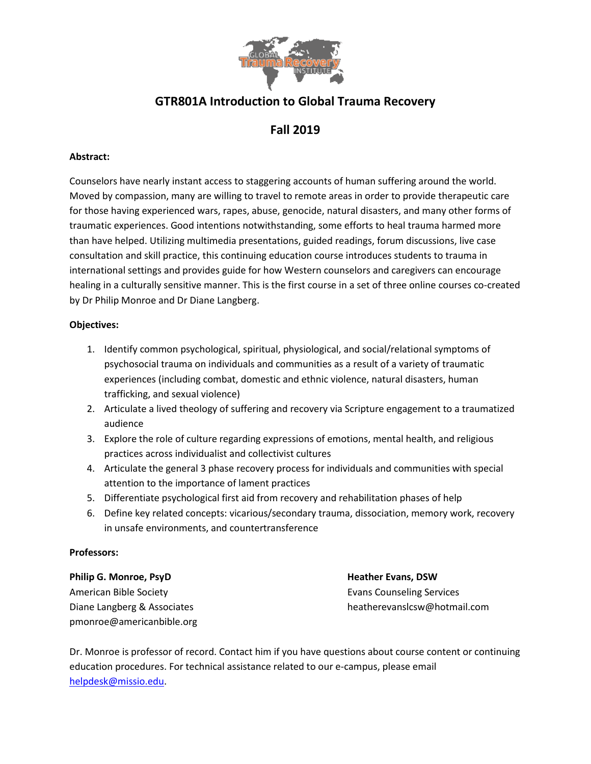# GTR801A Introduction to Global Trauma Recovery

## Fall 2019

**Abstract:**

Counselors have nearly instant access to staggering accounts of human suffering around the world. Moved by compassion, many are willing to travel to remote areas in order to provide therapeutic care for those having experienced wars, rapes, abuse, genocide, natural disasters, and many other forms of traumatic experiences. Good intentions notwithstanding, some efforts to heal trauma harmed more than have helped. Utilizing multimedia presentations, guided readings, forum discussions, live case consultation and skill practice, this continuing education course introduces students to trauma in international settings and provides guide for how Western counselors and caregivers can encourage healing in a culturally sensitive manner. This is the first course in a set of three online courses co-created by Dr Philip Monroe and Dr Diane Langberg.

**Objectives:**

1. Identify common psychological, spiritual, physiological, and social/relational symptoms of psychosocial trauma on individuals and communities as a result of a variety of traumatic experiences (including combat, domestic and ethnic violence, natural disasters, human trafficking, and sexual violence)
2. Articulate a lived theology of suffering and recovery via Scripture engagement to a traumatized audience
3. Explore the role of culture regarding expressions of emotions, mental health, and religious practices across individualist and collectivist cultures
4. Articulate the general 3 phase recovery process for individuals and communities with special attention to the importance of lament practices
5. Differentiate psychological first aid from recovery and rehabilitation phases of help
6. Define key related concepts: vicarious/secondary trauma, dissociation, memory work, recovery in unsafe environments, and countertransference

**Professors:**

**Philip G. Monroe, PsyD**
American Bible Society
Diane Langberg & Associates
pmonroe@americanbible.org

**Heather Evans, DSW**
Evans Counseling Services
heatherevanslcsw@hotmail.com

Dr. Monroe is professor of record. Contact him if you have questions about course content or continuing education procedures. For technical assistance related to our e-campus, please email helpdesk@missio.edu.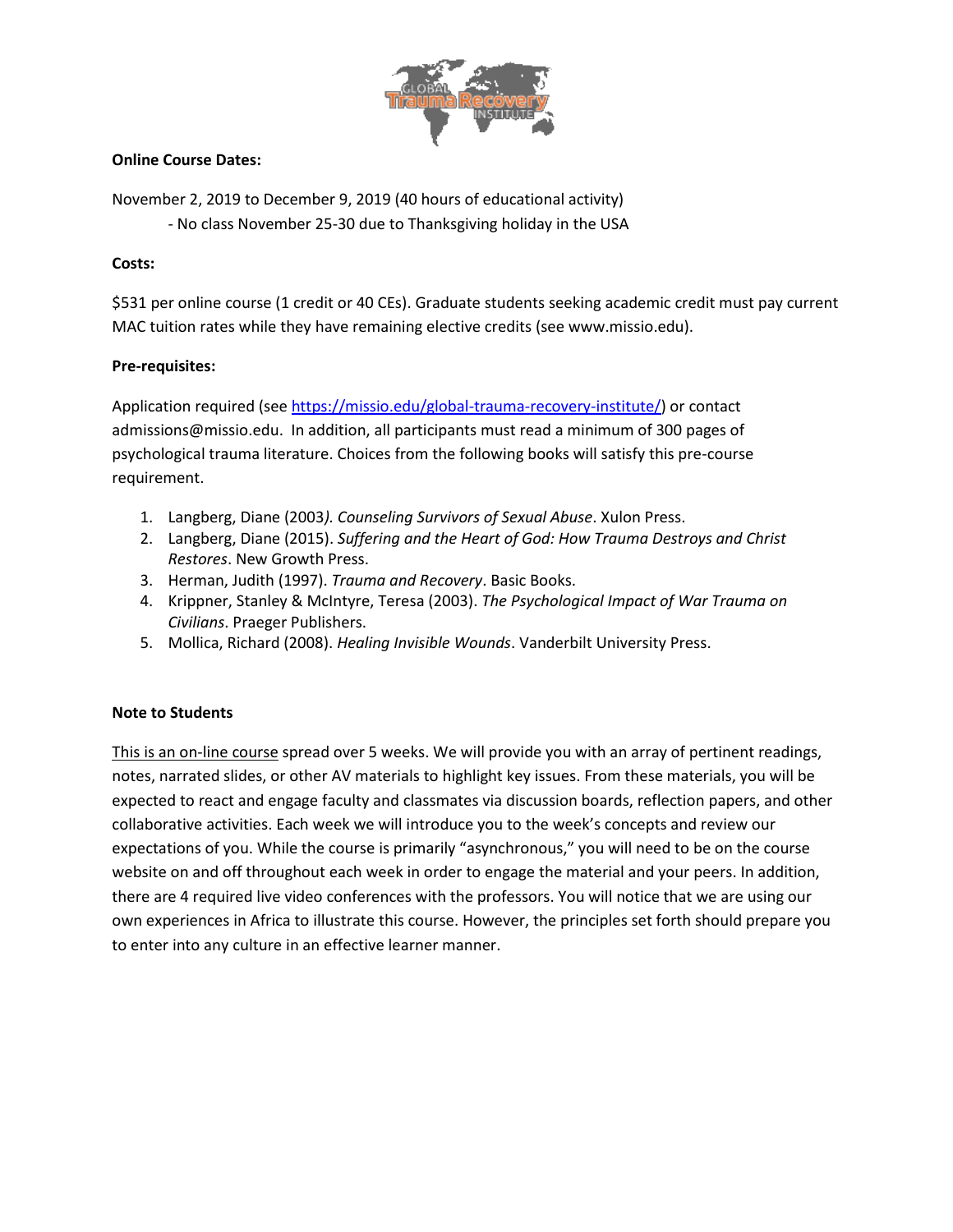**Online Course Dates:**

November 2, 2019 to December 9, 2019 (40 hours of educational activity)

- No class November 25-30 due to Thanksgiving holiday in the USA

**Costs:**

$531 per online course (1 credit or 40 CEs). Graduate students seeking academic credit must pay current MAC tuition rates while they have remaining elective credits (see www.missio.edu).

**Pre-requisites:**

Application required (see https://missio.edu/global-trauma-recovery-institute/) or contact admissions@missio.edu. In addition, all participants must read a minimum of 300 pages of psychological trauma literature. Choices from the following books will satisfy this pre-course requirement.

1. Langberg, Diane (2003). *Counseling Survivors of Sexual Abuse*. Xulon Press.
2. Langberg, Diane (2015). *Suffering and the Heart of God: How Trauma Destroys and Christ Restores*. New Growth Press.
3. Herman, Judith (1997). *Trauma and Recovery*. Basic Books.
4. Krippner, Stanley & McIntyre, Teresa (2003). *The Psychological Impact of War Trauma on Civilians*. Praeger Publishers.
5. Mollica, Richard (2008). *Healing Invisible Wounds*. Vanderbilt University Press.

**Note to Students**

This is an on-line course spread over 5 weeks. We will provide you with an array of pertinent readings, notes, narrated slides, or other AV materials to highlight key issues. From these materials, you will be expected to react and engage faculty and classmates via discussion boards, reflection papers, and other collaborative activities. Each week we will introduce you to the week's concepts and review our expectations of you. While the course is primarily "asynchronous," you will need to be on the course website on and off throughout each week in order to engage the material and your peers. In addition, there are 4 required live video conferences with the professors. You will notice that we are using our own experiences in Africa to illustrate this course. However, the principles set forth should prepare you to enter into any culture in an effective learner manner.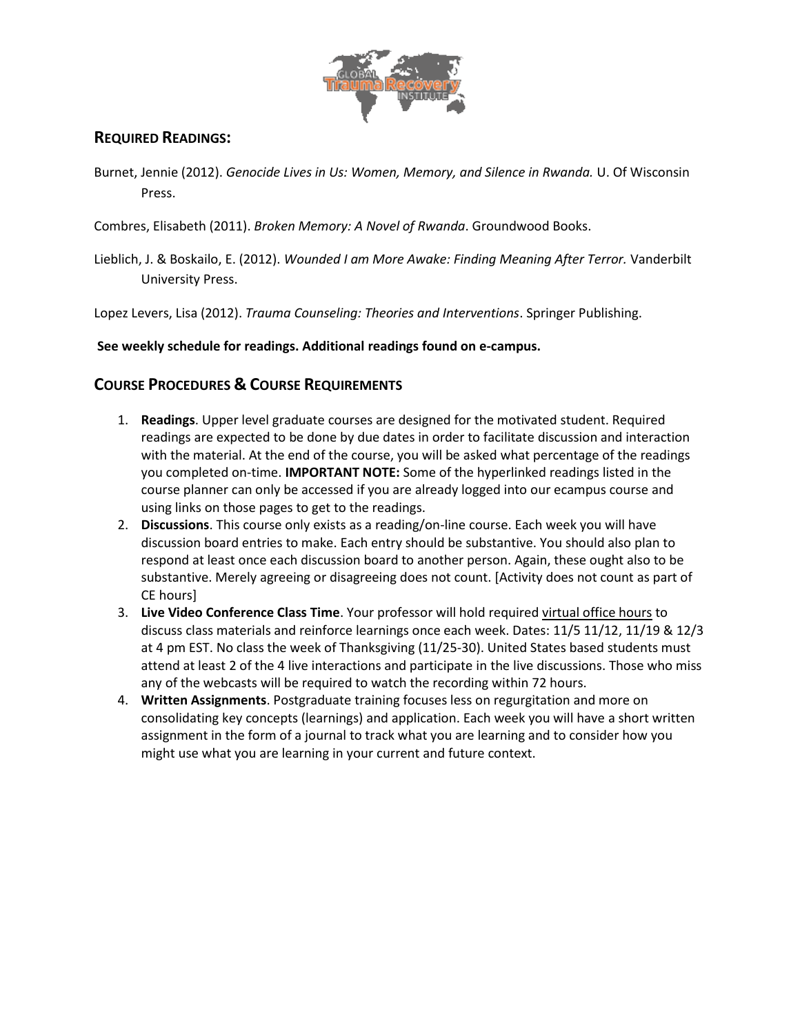## REQUIRED READINGS:

Burnet, Jennie (2012). *Genocide Lives in Us: Women, Memory, and Silence in Rwanda.* U. Of Wisconsin Press.

Combres, Elisabeth (2011). *Broken Memory: A Novel of Rwanda*. Groundwood Books.

Lieblich, J. & Boskailo, E. (2012). *Wounded I am More Awake: Finding Meaning After Terror.* Vanderbilt University Press.

Lopez Levers, Lisa (2012). *Trauma Counseling: Theories and Interventions*. Springer Publishing.

**See weekly schedule for readings. Additional readings found on e-campus.**

## COURSE PROCEDURES & COURSE REQUIREMENTS

1. **Readings**. Upper level graduate courses are designed for the motivated student. Required readings are expected to be done by due dates in order to facilitate discussion and interaction with the material. At the end of the course, you will be asked what percentage of the readings you completed on-time. **IMPORTANT NOTE:** Some of the hyperlinked readings listed in the course planner can only be accessed if you are already logged into our ecampus course and using links on those pages to get to the readings.
2. **Discussions**. This course only exists as a reading/on-line course. Each week you will have discussion board entries to make. Each entry should be substantive. You should also plan to respond at least once each discussion board to another person. Again, these ought also to be substantive. Merely agreeing or disagreeing does not count. [Activity does not count as part of CE hours]
3. **Live Video Conference Class Time**. Your professor will hold required virtual office hours to discuss class materials and reinforce learnings once each week. Dates: 11/5 11/12, 11/19 & 12/3 at 4 pm EST. No class the week of Thanksgiving (11/25-30). United States based students must attend at least 2 of the 4 live interactions and participate in the live discussions. Those who miss any of the webcasts will be required to watch the recording within 72 hours.
4. **Written Assignments**. Postgraduate training focuses less on regurgitation and more on consolidating key concepts (learnings) and application. Each week you will have a short written assignment in the form of a journal to track what you are learning and to consider how you might use what you are learning in your current and future context.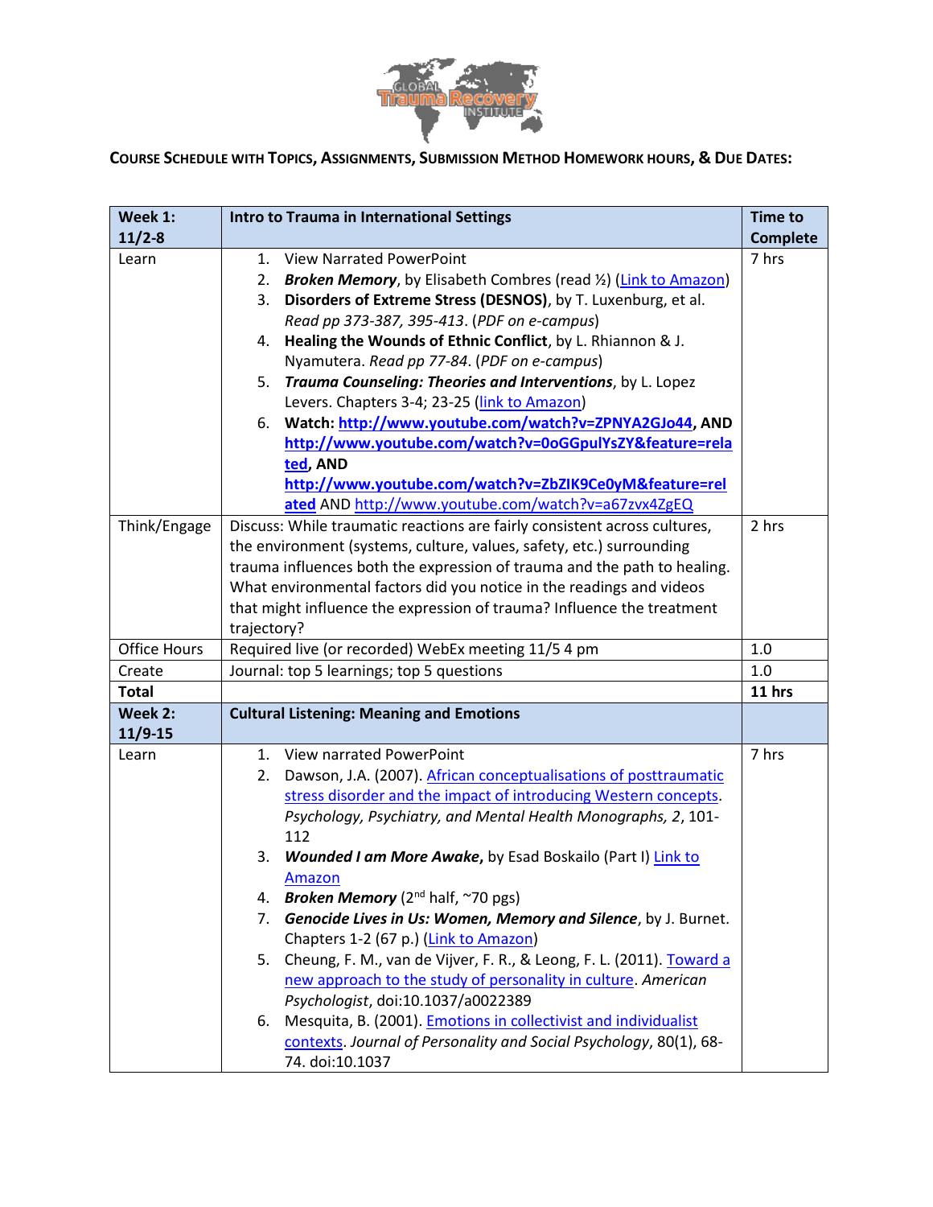**Course Schedule with Topics, Assignments, Submission Method Homework hours, & Due Dates:**

| **Week 1: 11/2-8** | **Intro to Trauma in International Settings** | **Time to Complete** |
|---|---|---|
| Learn | 1. View Narrated PowerPoint<br>2. ***Broken Memory***, by Elisabeth Combres (read ½) (Link to Amazon)<br>3. **Disorders of Extreme Stress (DESNOS)**, by T. Luxenburg, et al. *Read pp 373-387, 395-413*. (*PDF on e-campus*)<br>4. **Healing the Wounds of Ethnic Conflict**, by L. Rhiannon & J. Nyamutera. *Read pp 77-84*. (*PDF on e-campus*)<br>5. ***Trauma Counseling: Theories and Interventions***, by L. Lopez Levers. Chapters 3-4; 23-25 (link to Amazon)<br>6. **Watch: http://www.youtube.com/watch?v=ZPNYA2GJo44, AND http://www.youtube.com/watch?v=0oGGpulYsZY&feature=related, AND http://www.youtube.com/watch?v=ZbZIK9Ce0yM&feature=related** AND http://www.youtube.com/watch?v=a67zvx4ZgEQ | 7 hrs |
| Think/Engage | Discuss: While traumatic reactions are fairly consistent across cultures, the environment (systems, culture, values, safety, etc.) surrounding trauma influences both the expression of trauma and the path to healing. What environmental factors did you notice in the readings and videos that might influence the expression of trauma? Influence the treatment trajectory? | 2 hrs |
| Office Hours | Required live (or recorded) WebEx meeting 11/5 4 pm | 1.0 |
| Create | Journal: top 5 learnings; top 5 questions | 1.0 |
| **Total** | | **11 hrs** |
| **Week 2: 11/9-15** | **Cultural Listening: Meaning and Emotions** | |
| Learn | 1. View narrated PowerPoint<br>2. Dawson, J.A. (2007). African conceptualisations of posttraumatic stress disorder and the impact of introducing Western concepts. *Psychology, Psychiatry, and Mental Health Monographs, 2*, 101-112<br>3. ***Wounded I am More Awake***, by Esad Boskailo (Part I) Link to Amazon<br>4. ***Broken Memory*** (2nd half, ~70 pgs)<br>7. ***Genocide Lives in Us: Women, Memory and Silence***, by J. Burnet. Chapters 1-2 (67 p.) (Link to Amazon)<br>5. Cheung, F. M., van de Vijver, F. R., & Leong, F. L. (2011). Toward a new approach to the study of personality in culture. *American Psychologist*, doi:10.1037/a0022389<br>6. Mesquita, B. (2001). Emotions in collectivist and individualist contexts. *Journal of Personality and Social Psychology*, 80(1), 68-74. doi:10.1037 | 7 hrs |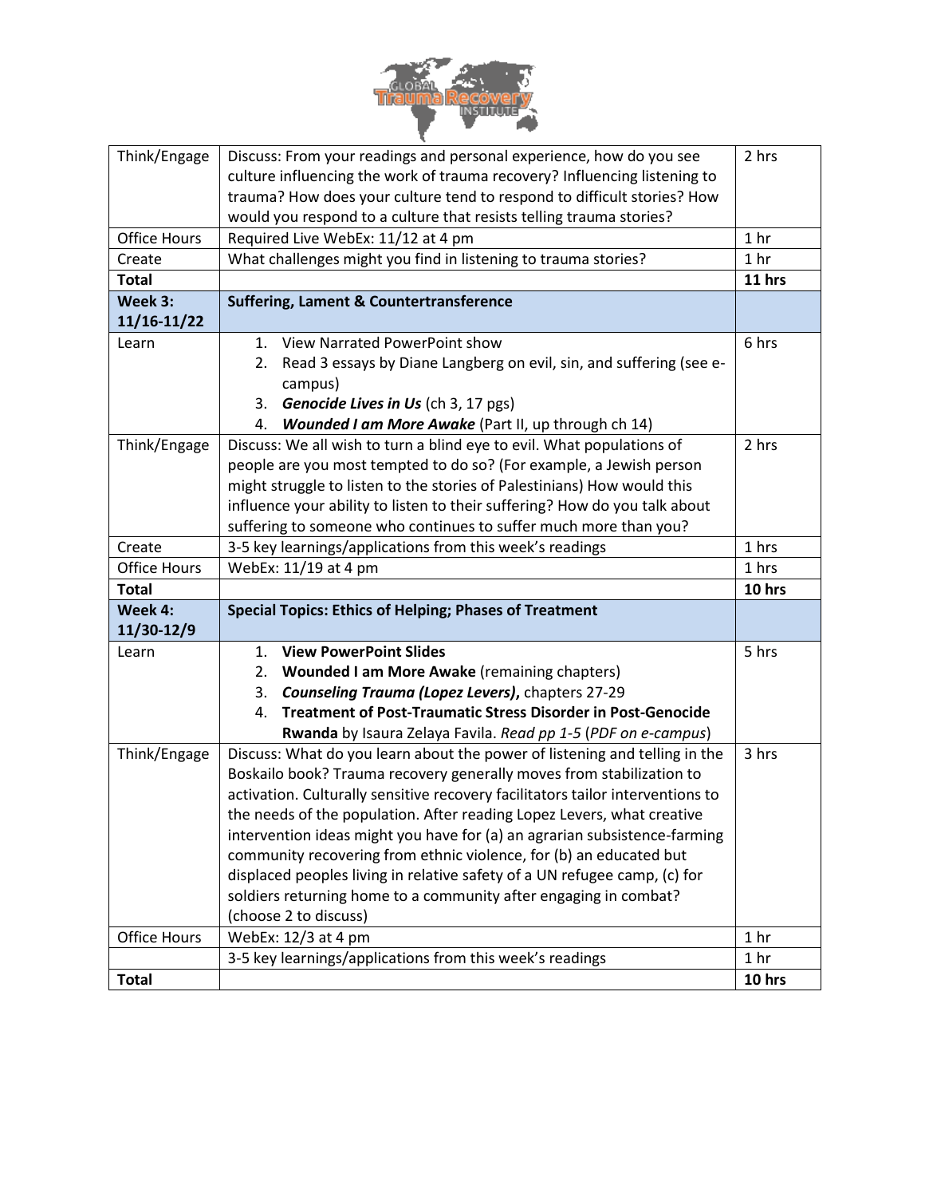| | | |
|---|---|---|
| Think/Engage | Discuss: From your readings and personal experience, how do you see culture influencing the work of trauma recovery? Influencing listening to trauma? How does your culture tend to respond to difficult stories? How would you respond to a culture that resists telling trauma stories? | 2 hrs |
| Office Hours | Required Live WebEx: 11/12 at 4 pm | 1 hr |
| Create | What challenges might you find in listening to trauma stories? | 1 hr |
| **Total** | | **11 hrs** |
| **Week 3: 11/16-11/22** | **Suffering, Lament & Countertransference** | |
| Learn | 1. View Narrated PowerPoint show<br>2. Read 3 essays by Diane Langberg on evil, sin, and suffering (see e-campus)<br>3. ***Genocide Lives in Us*** (ch 3, 17 pgs)<br>4. ***Wounded I am More Awake*** (Part II, up through ch 14) | 6 hrs |
| Think/Engage | Discuss: We all wish to turn a blind eye to evil. What populations of people are you most tempted to do so? (For example, a Jewish person might struggle to listen to the stories of Palestinians) How would this influence your ability to listen to their suffering? How do you talk about suffering to someone who continues to suffer much more than you? | 2 hrs |
| Create | 3-5 key learnings/applications from this week's readings | 1 hrs |
| Office Hours | WebEx: 11/19 at 4 pm | 1 hrs |
| **Total** | | **10 hrs** |
| **Week 4: 11/30-12/9** | **Special Topics: Ethics of Helping; Phases of Treatment** | |
| Learn | 1. **View PowerPoint Slides**<br>2. **Wounded I am More Awake** (remaining chapters)<br>3. ***Counseling Trauma (Lopez Levers)*****,** chapters 27-29<br>4. **Treatment of Post-Traumatic Stress Disorder in Post-Genocide Rwanda** by Isaura Zelaya Favila. *Read pp 1-5* (*PDF on e-campus*) | 5 hrs |
| Think/Engage | Discuss: What do you learn about the power of listening and telling in the Boskailo book? Trauma recovery generally moves from stabilization to activation. Culturally sensitive recovery facilitators tailor interventions to the needs of the population. After reading Lopez Levers, what creative intervention ideas might you have for (a) an agrarian subsistence-farming community recovering from ethnic violence, for (b) an educated but displaced peoples living in relative safety of a UN refugee camp, (c) for soldiers returning home to a community after engaging in combat? (choose 2 to discuss) | 3 hrs |
| Office Hours | WebEx: 12/3 at 4 pm | 1 hr |
| | 3-5 key learnings/applications from this week's readings | 1 hr |
| **Total** | | **10 hrs** |